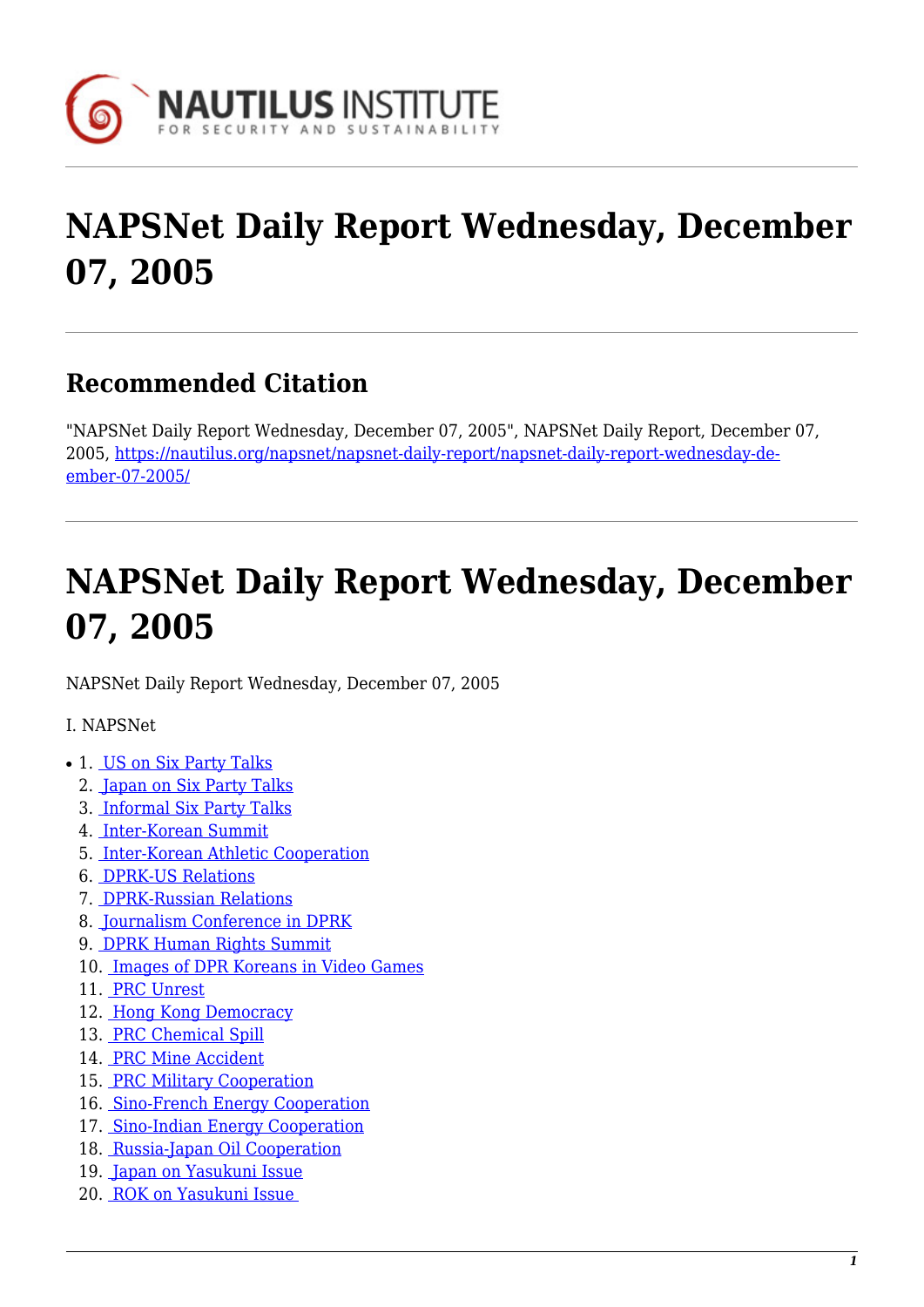# NAPSNet Daily Report Wednesday, December 07, 2005

## Recommended Citation

"NAPSNet Daily Report Wednesday, December 07, 2005", NAPSNet Daily Report, December 07, 2005, https://nautilus.org/napsnet/napsnet-daily-report/napsnet-daily-report-wednesday-de-ember-07-2005/

# NAPSNet Daily Report Wednesday, December 07, 2005

NAPSNet Daily Report Wednesday, December 07, 2005

I. NAPSNet

1. US on Six Party Talks
2. Japan on Six Party Talks
3. Informal Six Party Talks
4. Inter-Korean Summit
5. Inter-Korean Athletic Cooperation
6. DPRK-US Relations
7. DPRK-Russian Relations
8. Journalism Conference in DPRK
9. DPRK Human Rights Summit
10. Images of DPR Koreans in Video Games
11. PRC Unrest
12. Hong Kong Democracy
13. PRC Chemical Spill
14. PRC Mine Accident
15. PRC Military Cooperation
16. Sino-French Energy Cooperation
17. Sino-Indian Energy Cooperation
18. Russia-Japan Oil Cooperation
19. Japan on Yasukuni Issue
20. ROK on Yasukuni Issue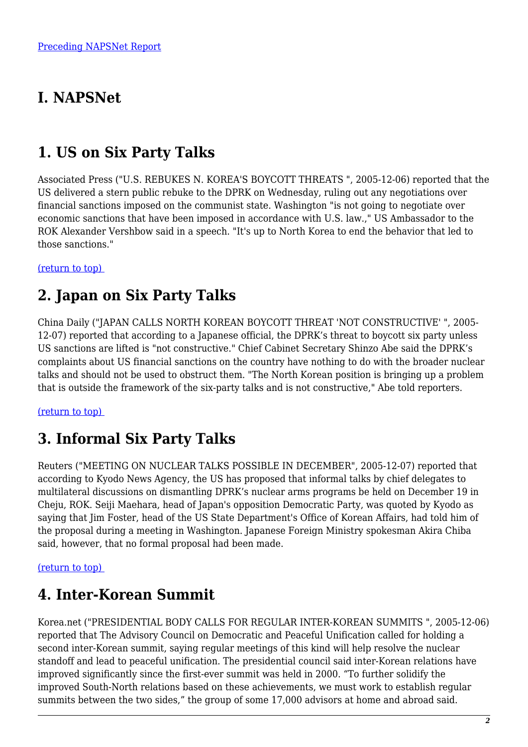[Preceding NAPSNet Report]

# I. NAPSNet

## 1. US on Six Party Talks

Associated Press ("U.S. REBUKES N. KOREA'S BOYCOTT THREATS ", 2005-12-06) reported that the US delivered a stern public rebuke to the DPRK on Wednesday, ruling out any negotiations over financial sanctions imposed on the communist state. Washington "is not going to negotiate over economic sanctions that have been imposed in accordance with U.S. law.," US Ambassador to the ROK Alexander Vershbow said in a speech. "It's up to North Korea to end the behavior that led to those sanctions."

(return to top)

## 2. Japan on Six Party Talks

China Daily ("JAPAN CALLS NORTH KOREAN BOYCOTT THREAT 'NOT CONSTRUCTIVE' ", 2005-12-07) reported that according to a Japanese official, the DPRK's threat to boycott six party unless US sanctions are lifted is "not constructive." Chief Cabinet Secretary Shinzo Abe said the DPRK's complaints about US financial sanctions on the country have nothing to do with the broader nuclear talks and should not be used to obstruct them. "The North Korean position is bringing up a problem that is outside the framework of the six-party talks and is not constructive," Abe told reporters.

(return to top)

## 3. Informal Six Party Talks

Reuters ("MEETING ON NUCLEAR TALKS POSSIBLE IN DECEMBER", 2005-12-07) reported that according to Kyodo News Agency, the US has proposed that informal talks by chief delegates to multilateral discussions on dismantling DPRK's nuclear arms programs be held on December 19 in Cheju, ROK. Seiji Maehara, head of Japan's opposition Democratic Party, was quoted by Kyodo as saying that Jim Foster, head of the US State Department's Office of Korean Affairs, had told him of the proposal during a meeting in Washington. Japanese Foreign Ministry spokesman Akira Chiba said, however, that no formal proposal had been made.

(return to top)

## 4. Inter-Korean Summit

Korea.net ("PRESIDENTIAL BODY CALLS FOR REGULAR INTER-KOREAN SUMMITS ", 2005-12-06) reported that The Advisory Council on Democratic and Peaceful Unification called for holding a second inter-Korean summit, saying regular meetings of this kind will help resolve the nuclear standoff and lead to peaceful unification. The presidential council said inter-Korean relations have improved significantly since the first-ever summit was held in 2000. "To further solidify the improved South-North relations based on these achievements, we must work to establish regular summits between the two sides," the group of some 17,000 advisors at home and abroad said.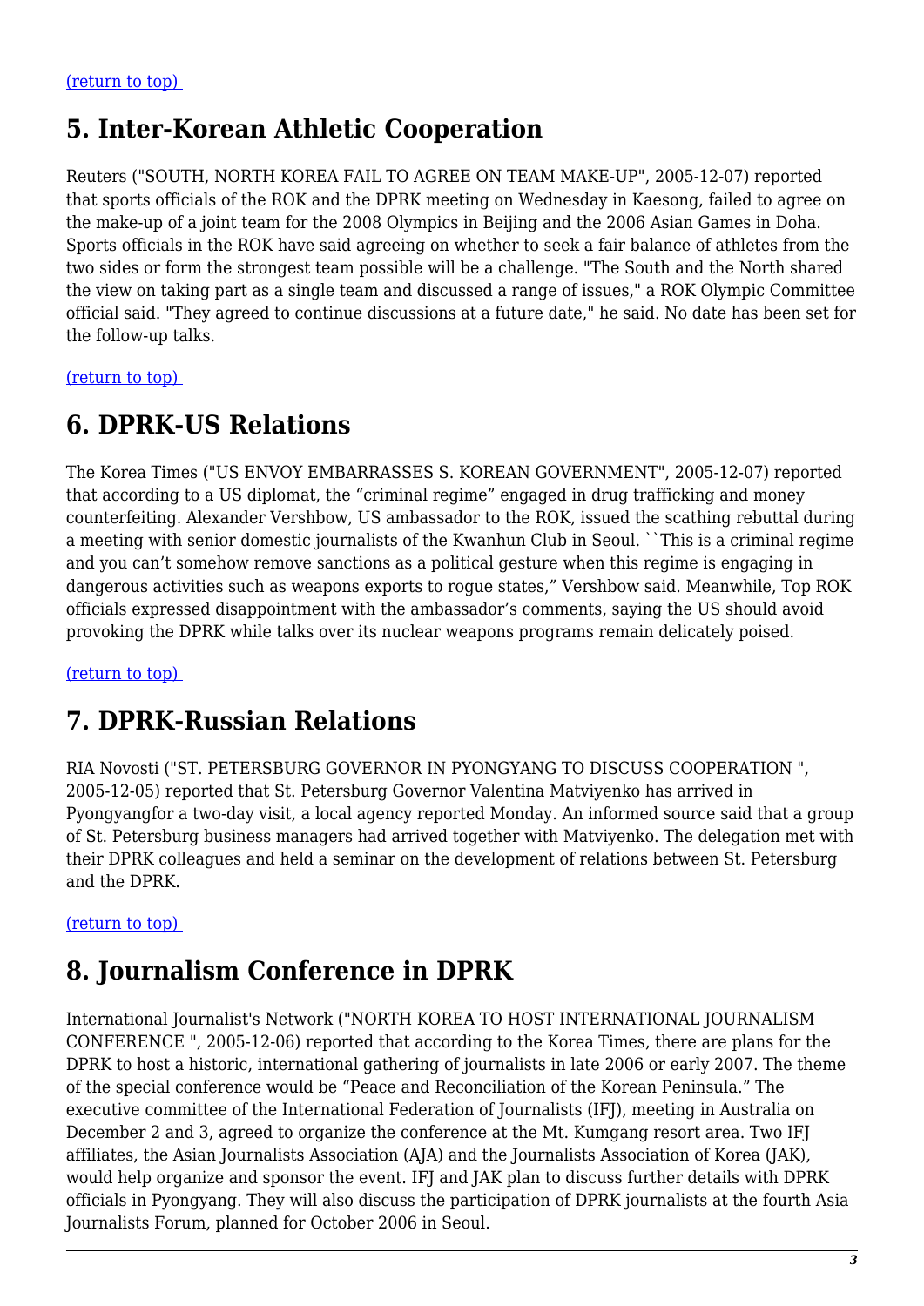[(return to top)](#)

## 5. Inter-Korean Athletic Cooperation

Reuters ("SOUTH, NORTH KOREA FAIL TO AGREE ON TEAM MAKE-UP", 2005-12-07) reported that sports officials of the ROK and the DPRK meeting on Wednesday in Kaesong, failed to agree on the make-up of a joint team for the 2008 Olympics in Beijing and the 2006 Asian Games in Doha. Sports officials in the ROK have said agreeing on whether to seek a fair balance of athletes from the two sides or form the strongest team possible will be a challenge. "The South and the North shared the view on taking part as a single team and discussed a range of issues," a ROK Olympic Committee official said. "They agreed to continue discussions at a future date," he said. No date has been set for the follow-up talks.

[(return to top)](#)

## 6. DPRK-US Relations

The Korea Times ("US ENVOY EMBARRASSES S. KOREAN GOVERNMENT", 2005-12-07) reported that according to a US diplomat, the "criminal regime" engaged in drug trafficking and money counterfeiting. Alexander Vershbow, US ambassador to the ROK, issued the scathing rebuttal during a meeting with senior domestic journalists of the Kwanhun Club in Seoul. ``This is a criminal regime and you can't somehow remove sanctions as a political gesture when this regime is engaging in dangerous activities such as weapons exports to rogue states," Vershbow said. Meanwhile, Top ROK officials expressed disappointment with the ambassador's comments, saying the US should avoid provoking the DPRK while talks over its nuclear weapons programs remain delicately poised.

[(return to top)](#)

## 7. DPRK-Russian Relations

RIA Novosti ("ST. PETERSBURG GOVERNOR IN PYONGYANG TO DISCUSS COOPERATION ", 2005-12-05) reported that St. Petersburg Governor Valentina Matviyenko has arrived in Pyongyangfor a two-day visit, a local agency reported Monday. An informed source said that a group of St. Petersburg business managers had arrived together with Matviyenko. The delegation met with their DPRK colleagues and held a seminar on the development of relations between St. Petersburg and the DPRK.

[(return to top)](#)

## 8. Journalism Conference in DPRK

International Journalist's Network ("NORTH KOREA TO HOST INTERNATIONAL JOURNALISM CONFERENCE ", 2005-12-06) reported that according to the Korea Times, there are plans for the DPRK to host a historic, international gathering of journalists in late 2006 or early 2007. The theme of the special conference would be "Peace and Reconciliation of the Korean Peninsula." The executive committee of the International Federation of Journalists (IFJ), meeting in Australia on December 2 and 3, agreed to organize the conference at the Mt. Kumgang resort area. Two IFJ affiliates, the Asian Journalists Association (AJA) and the Journalists Association of Korea (JAK), would help organize and sponsor the event. IFJ and JAK plan to discuss further details with DPRK officials in Pyongyang. They will also discuss the participation of DPRK journalists at the fourth Asia Journalists Forum, planned for October 2006 in Seoul.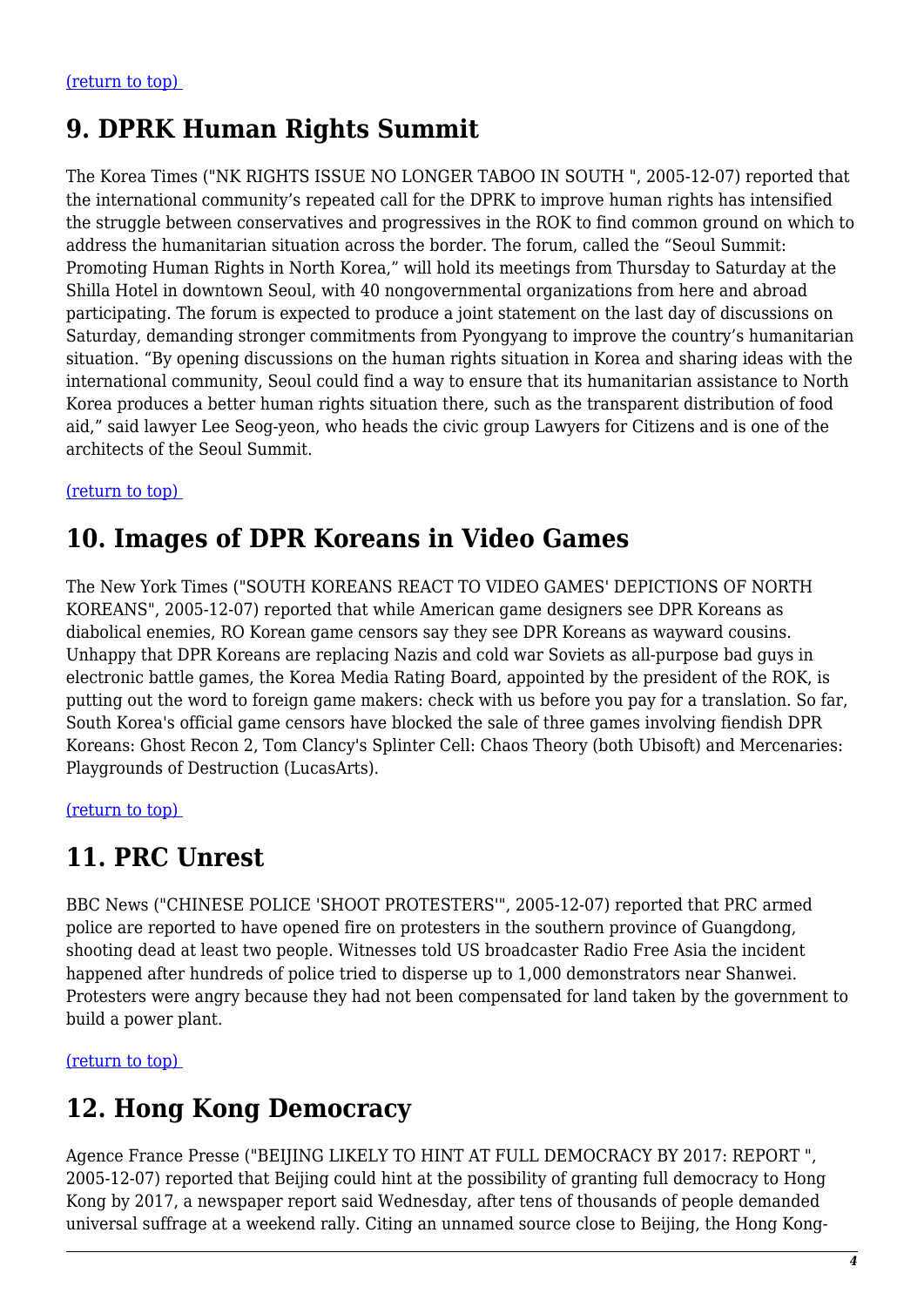[(return to top)](#)

## 9. DPRK Human Rights Summit

The Korea Times ("NK RIGHTS ISSUE NO LONGER TABOO IN SOUTH ", 2005-12-07) reported that the international community's repeated call for the DPRK to improve human rights has intensified the struggle between conservatives and progressives in the ROK to find common ground on which to address the humanitarian situation across the border. The forum, called the "Seoul Summit: Promoting Human Rights in North Korea," will hold its meetings from Thursday to Saturday at the Shilla Hotel in downtown Seoul, with 40 nongovernmental organizations from here and abroad participating. The forum is expected to produce a joint statement on the last day of discussions on Saturday, demanding stronger commitments from Pyongyang to improve the country's humanitarian situation. "By opening discussions on the human rights situation in Korea and sharing ideas with the international community, Seoul could find a way to ensure that its humanitarian assistance to North Korea produces a better human rights situation there, such as the transparent distribution of food aid," said lawyer Lee Seog-yeon, who heads the civic group Lawyers for Citizens and is one of the architects of the Seoul Summit.

[(return to top)](#)

## 10. Images of DPR Koreans in Video Games

The New York Times ("SOUTH KOREANS REACT TO VIDEO GAMES' DEPICTIONS OF NORTH KOREANS", 2005-12-07) reported that while American game designers see DPR Koreans as diabolical enemies, RO Korean game censors say they see DPR Koreans as wayward cousins. Unhappy that DPR Koreans are replacing Nazis and cold war Soviets as all-purpose bad guys in electronic battle games, the Korea Media Rating Board, appointed by the president of the ROK, is putting out the word to foreign game makers: check with us before you pay for a translation. So far, South Korea's official game censors have blocked the sale of three games involving fiendish DPR Koreans: Ghost Recon 2, Tom Clancy's Splinter Cell: Chaos Theory (both Ubisoft) and Mercenaries: Playgrounds of Destruction (LucasArts).

[(return to top)](#)

## 11. PRC Unrest

BBC News ("CHINESE POLICE 'SHOOT PROTESTERS'", 2005-12-07) reported that PRC armed police are reported to have opened fire on protesters in the southern province of Guangdong, shooting dead at least two people. Witnesses told US broadcaster Radio Free Asia the incident happened after hundreds of police tried to disperse up to 1,000 demonstrators near Shanwei. Protesters were angry because they had not been compensated for land taken by the government to build a power plant.

[(return to top)](#)

## 12. Hong Kong Democracy

Agence France Presse ("BEIJING LIKELY TO HINT AT FULL DEMOCRACY BY 2017: REPORT ", 2005-12-07) reported that Beijing could hint at the possibility of granting full democracy to Hong Kong by 2017, a newspaper report said Wednesday, after tens of thousands of people demanded universal suffrage at a weekend rally. Citing an unnamed source close to Beijing, the Hong Kong-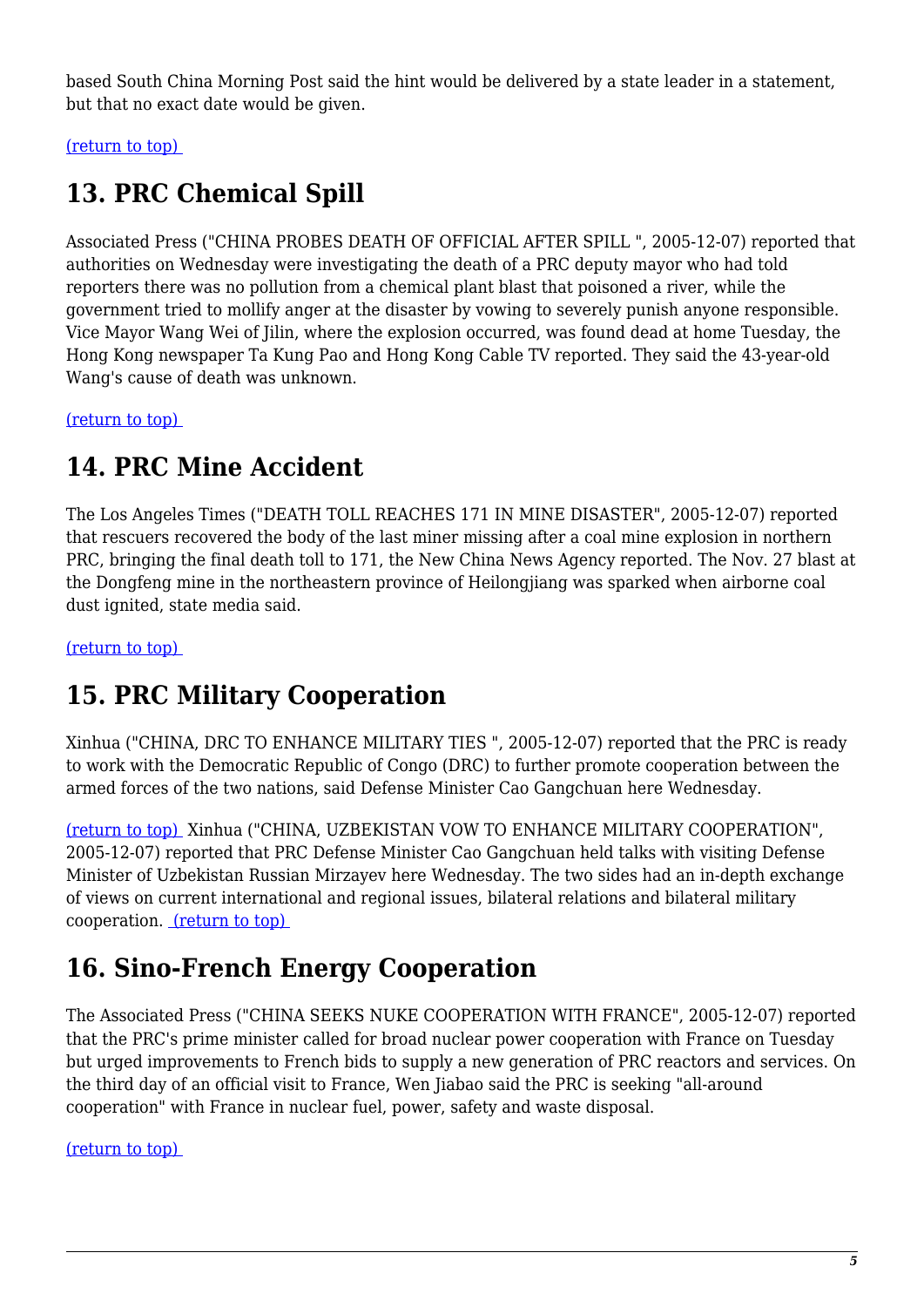based South China Morning Post said the hint would be delivered by a state leader in a statement, but that no exact date would be given.

(return to top)

## 13. PRC Chemical Spill

Associated Press ("CHINA PROBES DEATH OF OFFICIAL AFTER SPILL ", 2005-12-07) reported that authorities on Wednesday were investigating the death of a PRC deputy mayor who had told reporters there was no pollution from a chemical plant blast that poisoned a river, while the government tried to mollify anger at the disaster by vowing to severely punish anyone responsible. Vice Mayor Wang Wei of Jilin, where the explosion occurred, was found dead at home Tuesday, the Hong Kong newspaper Ta Kung Pao and Hong Kong Cable TV reported. They said the 43-year-old Wang's cause of death was unknown.

(return to top)

## 14. PRC Mine Accident

The Los Angeles Times ("DEATH TOLL REACHES 171 IN MINE DISASTER", 2005-12-07) reported that rescuers recovered the body of the last miner missing after a coal mine explosion in northern PRC, bringing the final death toll to 171, the New China News Agency reported. The Nov. 27 blast at the Dongfeng mine in the northeastern province of Heilongjiang was sparked when airborne coal dust ignited, state media said.

(return to top)

## 15. PRC Military Cooperation

Xinhua ("CHINA, DRC TO ENHANCE MILITARY TIES ", 2005-12-07) reported that the PRC is ready to work with the Democratic Republic of Congo (DRC) to further promote cooperation between the armed forces of the two nations, said Defense Minister Cao Gangchuan here Wednesday.

(return to top) Xinhua ("CHINA, UZBEKISTAN VOW TO ENHANCE MILITARY COOPERATION", 2005-12-07) reported that PRC Defense Minister Cao Gangchuan held talks with visiting Defense Minister of Uzbekistan Russian Mirzayev here Wednesday. The two sides had an in-depth exchange of views on current international and regional issues, bilateral relations and bilateral military cooperation. (return to top)

## 16. Sino-French Energy Cooperation

The Associated Press ("CHINA SEEKS NUKE COOPERATION WITH FRANCE", 2005-12-07) reported that the PRC's prime minister called for broad nuclear power cooperation with France on Tuesday but urged improvements to French bids to supply a new generation of PRC reactors and services. On the third day of an official visit to France, Wen Jiabao said the PRC is seeking "all-around cooperation" with France in nuclear fuel, power, safety and waste disposal.

(return to top)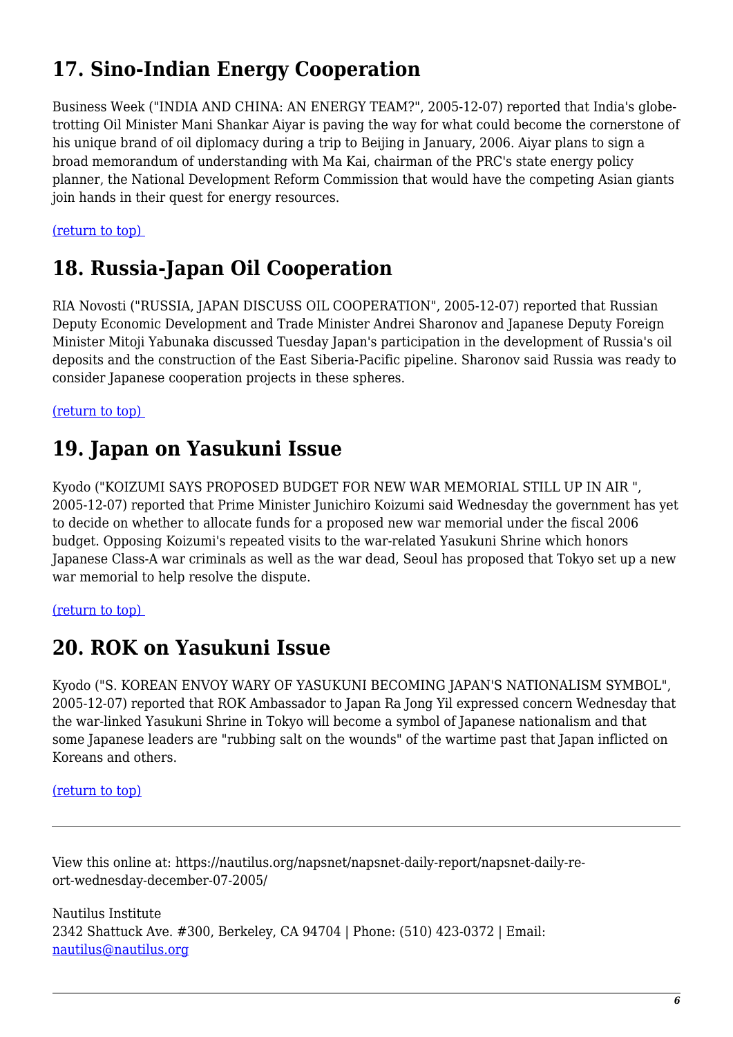## 17. Sino-Indian Energy Cooperation

Business Week ("INDIA AND CHINA: AN ENERGY TEAM?", 2005-12-07) reported that India's globe-trotting Oil Minister Mani Shankar Aiyar is paving the way for what could become the cornerstone of his unique brand of oil diplomacy during a trip to Beijing in January, 2006. Aiyar plans to sign a broad memorandum of understanding with Ma Kai, chairman of the PRC's state energy policy planner, the National Development Reform Commission that would have the competing Asian giants join hands in their quest for energy resources.

(return to top)

## 18. Russia-Japan Oil Cooperation

RIA Novosti ("RUSSIA, JAPAN DISCUSS OIL COOPERATION", 2005-12-07) reported that Russian Deputy Economic Development and Trade Minister Andrei Sharonov and Japanese Deputy Foreign Minister Mitoji Yabunaka discussed Tuesday Japan's participation in the development of Russia's oil deposits and the construction of the East Siberia-Pacific pipeline. Sharonov said Russia was ready to consider Japanese cooperation projects in these spheres.

(return to top)

## 19. Japan on Yasukuni Issue

Kyodo ("KOIZUMI SAYS PROPOSED BUDGET FOR NEW WAR MEMORIAL STILL UP IN AIR ", 2005-12-07) reported that Prime Minister Junichiro Koizumi said Wednesday the government has yet to decide on whether to allocate funds for a proposed new war memorial under the fiscal 2006 budget. Opposing Koizumi's repeated visits to the war-related Yasukuni Shrine which honors Japanese Class-A war criminals as well as the war dead, Seoul has proposed that Tokyo set up a new war memorial to help resolve the dispute.

(return to top)

## 20. ROK on Yasukuni Issue

Kyodo ("S. KOREAN ENVOY WARY OF YASUKUNI BECOMING JAPAN'S NATIONALISM SYMBOL", 2005-12-07) reported that ROK Ambassador to Japan Ra Jong Yil expressed concern Wednesday that the war-linked Yasukuni Shrine in Tokyo will become a symbol of Japanese nationalism and that some Japanese leaders are "rubbing salt on the wounds" of the wartime past that Japan inflicted on Koreans and others.

(return to top)

---

View this online at: https://nautilus.org/napsnet/napsnet-daily-report/napsnet-daily-re-ort-wednesday-december-07-2005/

Nautilus Institute
2342 Shattuck Ave. #300, Berkeley, CA 94704 | Phone: (510) 423-0372 | Email: nautilus@nautilus.org